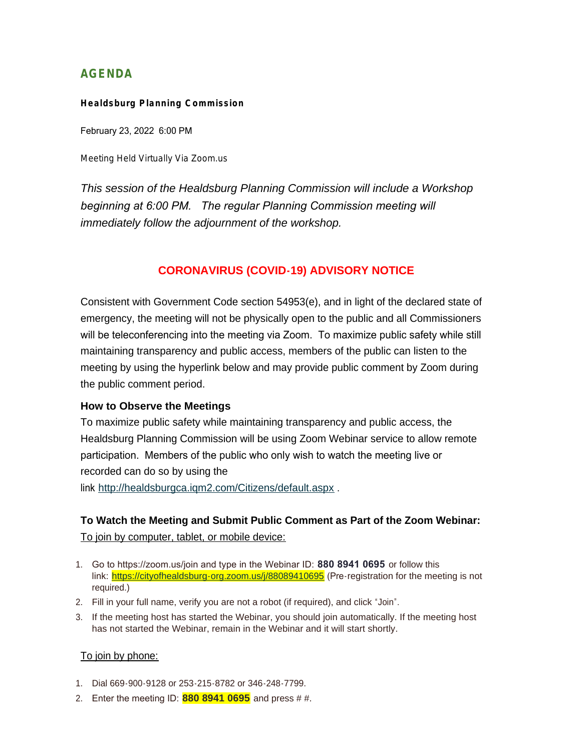# AGENDA

**Healdsburg Planning Commission**

February 23, 2022 6:00 PM

Meeting Held Virtually Via Zoom.us

*This session of the Healdsburg Planning Commission will include a Workshop beginning at 6:00 PM. The regular Planning Commission meeting will immediately follow the adjournment of the workshop.*

## CORONAVIRUS (COVID-19) ADVISORY NOTICE

Consistent with Government Code section 54953(e), and in light of the declared state of emergency, the meeting will not be physically open to the public and all Commissioners will be teleconferencing into the meeting via Zoom. To maximize public safety while still maintaining transparency and public access, members of the public can listen to the meeting by using the hyperlink below and may provide public comment by Zoom during the public comment period.

### How to Observe the Meetings

To maximize public safety while maintaining transparency and public access, the Healdsburg Planning Commission will be using Zoom Webinar service to allow remote participation. Members of the public who only wish to watch the meeting live or recorded can do so by using the link http://healdsburgca.iqm2.com/Citizens/default.aspx .

### To Watch the Meeting and Submit Public Comment as Part of the Zoom Webinar:

To join by computer, tablet, or mobile device:

1. Go to https://zoom.us/join and type in the Webinar ID: **880 8941 0695** or follow this link: https://cityofhealdsburg-org.zoom.us/j/88089410695 (Pre-registration for the meeting is not required.)
2. Fill in your full name, verify you are not a robot (if required), and click "Join".
3. If the meeting host has started the Webinar, you should join automatically. If the meeting host has not started the Webinar, remain in the Webinar and it will start shortly.

To join by phone:

1. Dial 669-900-9128 or 253-215-8782 or 346-248-7799.
2. Enter the meeting ID: **880 8941 0695** and press # #.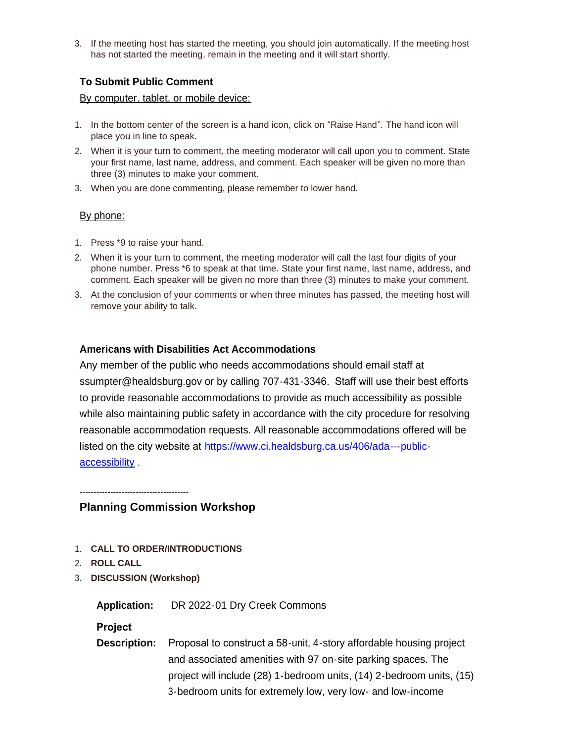3. If the meeting host has started the meeting, you should join automatically. If the meeting host has not started the meeting, remain in the meeting and it will start shortly.

**To Submit Public Comment**

By computer, tablet, or mobile device:

1. In the bottom center of the screen is a hand icon, click on "Raise Hand". The hand icon will place you in line to speak.
2. When it is your turn to comment, the meeting moderator will call upon you to comment. State your first name, last name, address, and comment. Each speaker will be given no more than three (3) minutes to make your comment.
3. When you are done commenting, please remember to lower hand.

By phone:

1. Press *9 to raise your hand.
2. When it is your turn to comment, the meeting moderator will call the last four digits of your phone number. Press *6 to speak at that time. State your first name, last name, address, and comment. Each speaker will be given no more than three (3) minutes to make your comment.
3. At the conclusion of your comments or when three minutes has passed, the meeting host will remove your ability to talk.

**Americans with Disabilities Act Accommodations**

Any member of the public who needs accommodations should email staff at ssumpter@healdsburg.gov or by calling 707-431-3346. Staff will use their best efforts to provide reasonable accommodations to provide as much accessibility as possible while also maintaining public safety in accordance with the city procedure for resolving reasonable accommodation requests. All reasonable accommodations offered will be listed on the city website at [https://www.ci.healdsburg.ca.us/406/ada---public-accessibility](https://www.ci.healdsburg.ca.us/406/ada---public-accessibility) .

---------------------------------------

## Planning Commission Workshop

1. **CALL TO ORDER/INTRODUCTIONS**
2. **ROLL CALL**
3. **DISCUSSION (Workshop)**

**Application:** DR 2022-01 Dry Creek Commons

**Project Description:** Proposal to construct a 58-unit, 4-story affordable housing project and associated amenities with 97 on-site parking spaces. The project will include (28) 1-bedroom units, (14) 2-bedroom units, (15) 3-bedroom units for extremely low, very low- and low-income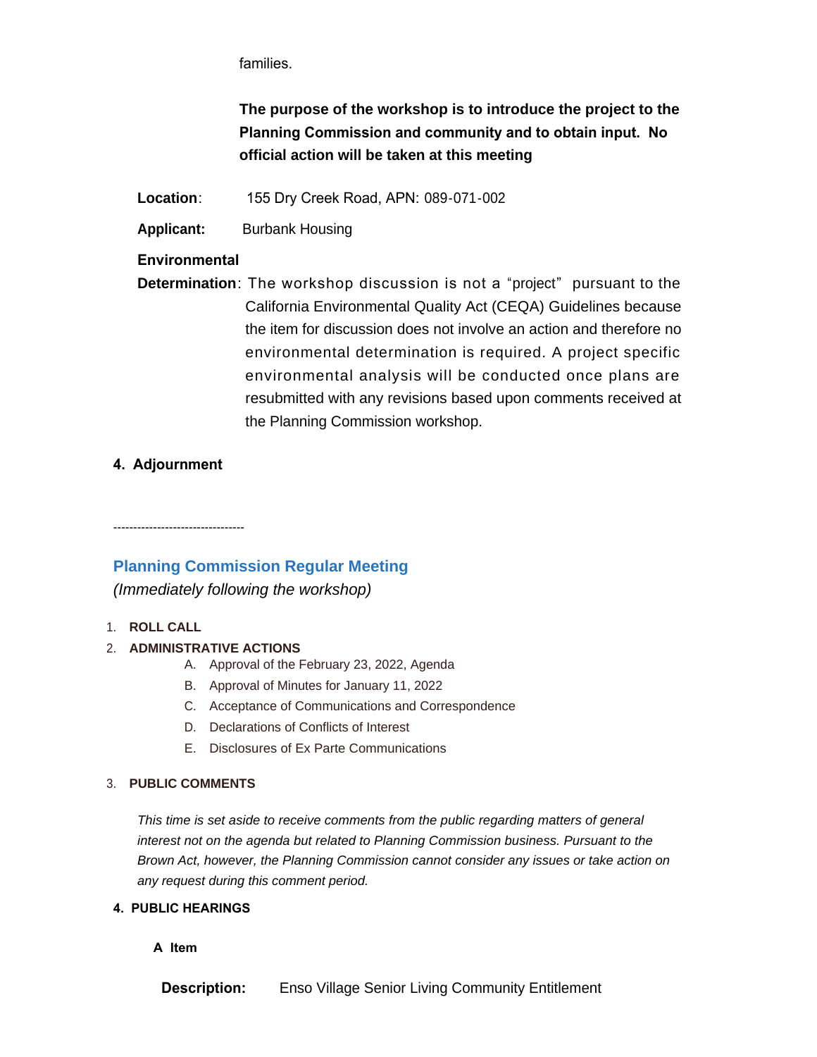families.

**The purpose of the workshop is to introduce the project to the Planning Commission and community and to obtain input. No official action will be taken at this meeting**

**Location**: 155 Dry Creek Road, APN: 089-071-002

**Applicant:** Burbank Housing

**Environmental Determination**: The workshop discussion is not a "project" pursuant to the California Environmental Quality Act (CEQA) Guidelines because the item for discussion does not involve an action and therefore no environmental determination is required. A project specific environmental analysis will be conducted once plans are resubmitted with any revisions based upon comments received at the Planning Commission workshop.

**4. Adjournment**

---------------------------------

## Planning Commission Regular Meeting

*(Immediately following the workshop)*

1. **ROLL CALL**
2. **ADMINISTRATIVE ACTIONS**
   - A. Approval of the February 23, 2022, Agenda
   - B. Approval of Minutes for January 11, 2022
   - C. Acceptance of Communications and Correspondence
   - D. Declarations of Conflicts of Interest
   - E. Disclosures of Ex Parte Communications
3. **PUBLIC COMMENTS**

   *This time is set aside to receive comments from the public regarding matters of general interest not on the agenda but related to Planning Commission business. Pursuant to the Brown Act, however, the Planning Commission cannot consider any issues or take action on any request during this comment period.*

4. **PUBLIC HEARINGS**

   **A Item**

   **Description:** Enso Village Senior Living Community Entitlement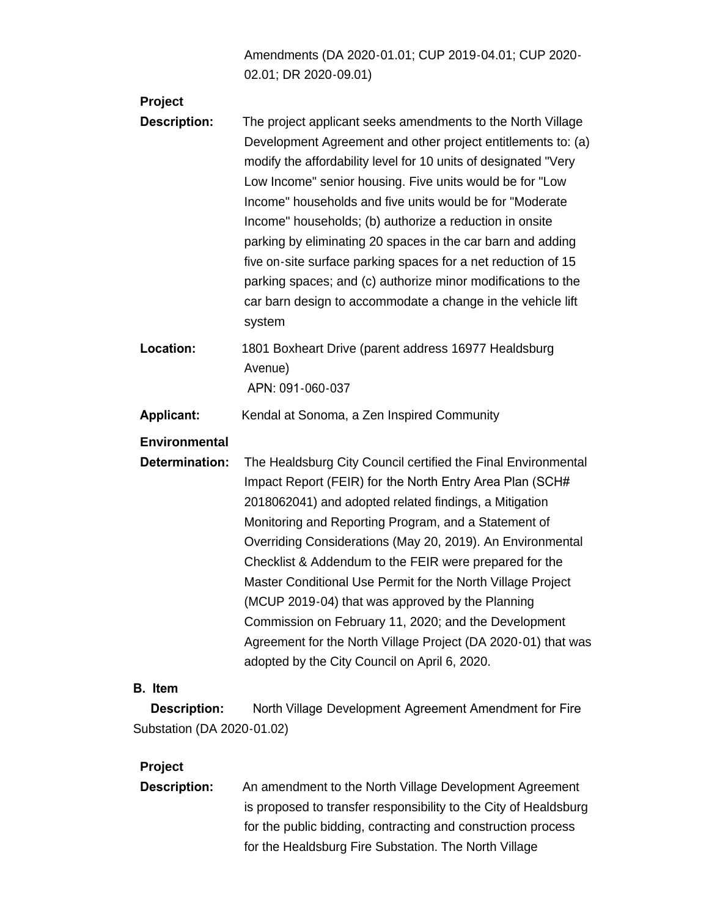Amendments (DA 2020-01.01; CUP 2019-04.01; CUP 2020-02.01; DR 2020-09.01)

**Project Description:** The project applicant seeks amendments to the North Village Development Agreement and other project entitlements to: (a) modify the affordability level for 10 units of designated "Very Low Income" senior housing. Five units would be for "Low Income" households and five units would be for "Moderate Income" households; (b) authorize a reduction in onsite parking by eliminating 20 spaces in the car barn and adding five on-site surface parking spaces for a net reduction of 15 parking spaces; and (c) authorize minor modifications to the car barn design to accommodate a change in the vehicle lift system

**Location:** 1801 Boxheart Drive (parent address 16977 Healdsburg Avenue)
APN: 091-060-037

**Applicant:** Kendal at Sonoma, a Zen Inspired Community

**Environmental Determination:** The Healdsburg City Council certified the Final Environmental Impact Report (FEIR) for the North Entry Area Plan (SCH# 2018062041) and adopted related findings, a Mitigation Monitoring and Reporting Program, and a Statement of Overriding Considerations (May 20, 2019). An Environmental Checklist & Addendum to the FEIR were prepared for the Master Conditional Use Permit for the North Village Project (MCUP 2019-04) that was approved by the Planning Commission on February 11, 2020; and the Development Agreement for the North Village Project (DA 2020-01) that was adopted by the City Council on April 6, 2020.

**B. Item Description:** North Village Development Agreement Amendment for Fire Substation (DA 2020-01.02)

**Project Description:** An amendment to the North Village Development Agreement is proposed to transfer responsibility to the City of Healdsburg for the public bidding, contracting and construction process for the Healdsburg Fire Substation. The North Village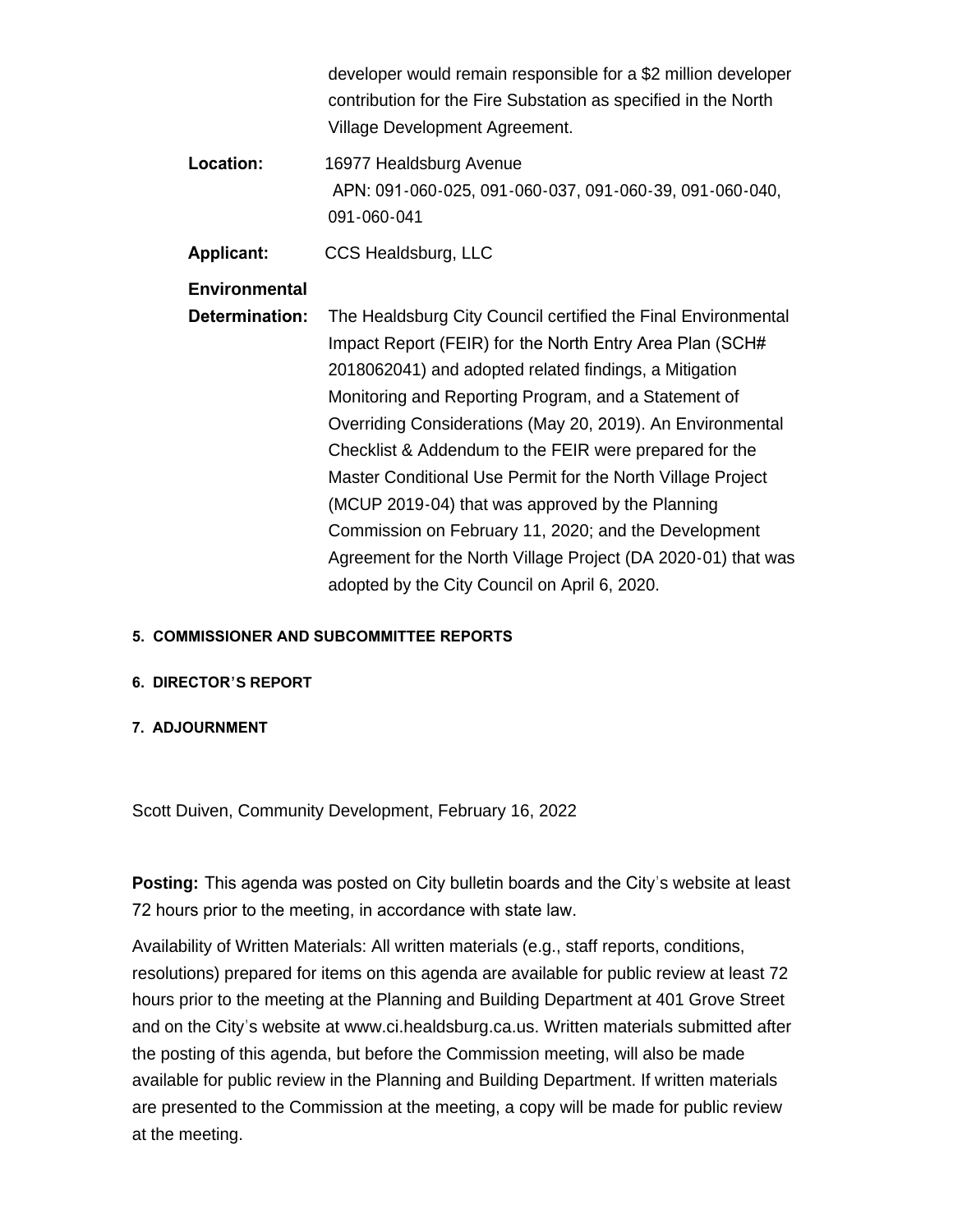developer would remain responsible for a $2 million developer contribution for the Fire Substation as specified in the North Village Development Agreement.

**Location:** 16977 Healdsburg Avenue
APN: 091-060-025, 091-060-037, 091-060-39, 091-060-040, 091-060-041

**Applicant:** CCS Healdsburg, LLC

**Environmental Determination:** The Healdsburg City Council certified the Final Environmental Impact Report (FEIR) for the North Entry Area Plan (SCH# 2018062041) and adopted related findings, a Mitigation Monitoring and Reporting Program, and a Statement of Overriding Considerations (May 20, 2019). An Environmental Checklist & Addendum to the FEIR were prepared for the Master Conditional Use Permit for the North Village Project (MCUP 2019-04) that was approved by the Planning Commission on February 11, 2020; and the Development Agreement for the North Village Project (DA 2020-01) that was adopted by the City Council on April 6, 2020.

**5. COMMISSIONER AND SUBCOMMITTEE REPORTS**

**6. DIRECTOR'S REPORT**

**7. ADJOURNMENT**

Scott Duiven, Community Development, February 16, 2022

**Posting:** This agenda was posted on City bulletin boards and the City's website at least 72 hours prior to the meeting, in accordance with state law.

Availability of Written Materials: All written materials (e.g., staff reports, conditions, resolutions) prepared for items on this agenda are available for public review at least 72 hours prior to the meeting at the Planning and Building Department at 401 Grove Street and on the City's website at www.ci.healdsburg.ca.us. Written materials submitted after the posting of this agenda, but before the Commission meeting, will also be made available for public review in the Planning and Building Department. If written materials are presented to the Commission at the meeting, a copy will be made for public review at the meeting.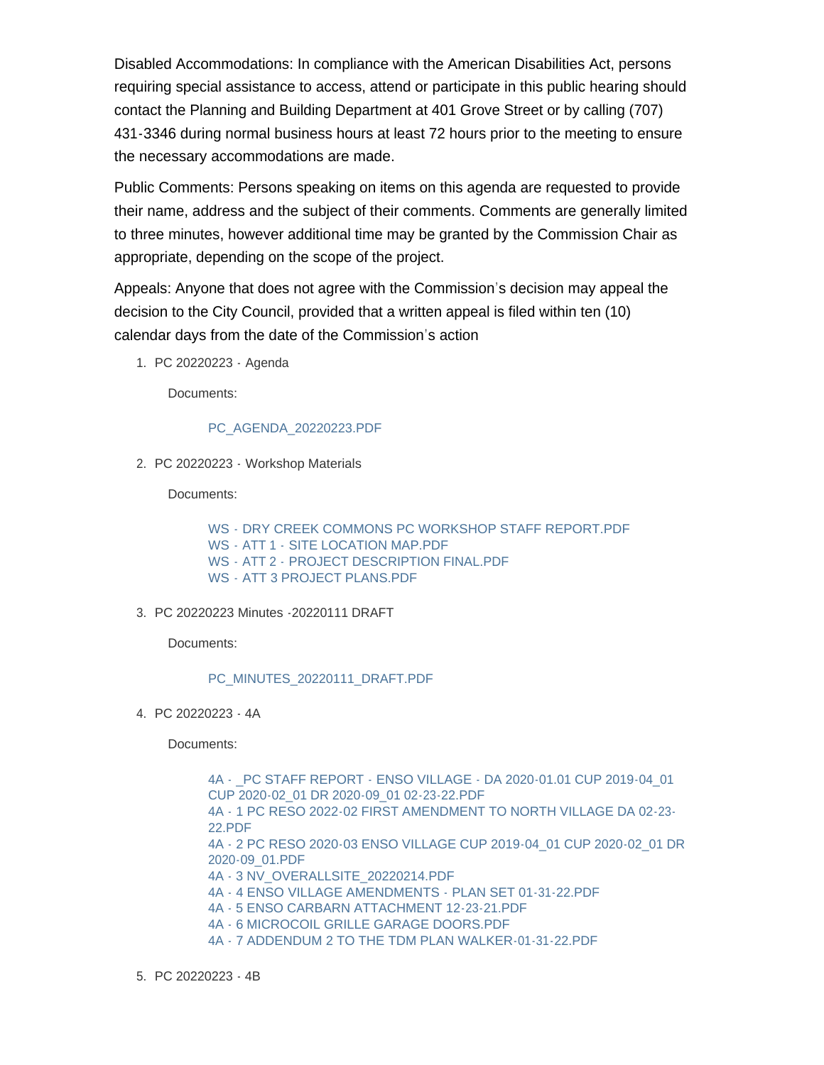Disabled Accommodations: In compliance with the American Disabilities Act, persons requiring special assistance to access, attend or participate in this public hearing should contact the Planning and Building Department at 401 Grove Street or by calling (707) 431-3346 during normal business hours at least 72 hours prior to the meeting to ensure the necessary accommodations are made.

Public Comments: Persons speaking on items on this agenda are requested to provide their name, address and the subject of their comments. Comments are generally limited to three minutes, however additional time may be granted by the Commission Chair as appropriate, depending on the scope of the project.

Appeals: Anyone that does not agree with the Commission's decision may appeal the decision to the City Council, provided that a written appeal is filed within ten (10) calendar days from the date of the Commission's action

1. PC 20220223 - Agenda

   Documents:

   PC_AGENDA_20220223.PDF

2. PC 20220223 - Workshop Materials

   Documents:

   WS - DRY CREEK COMMONS PC WORKSHOP STAFF REPORT.PDF
   WS - ATT 1 - SITE LOCATION MAP.PDF
   WS - ATT 2 - PROJECT DESCRIPTION FINAL.PDF
   WS - ATT 3 PROJECT PLANS.PDF

3. PC 20220223 Minutes -20220111 DRAFT

   Documents:

   PC_MINUTES_20220111_DRAFT.PDF

4. PC 20220223 - 4A

   Documents:

   4A - _PC STAFF REPORT - ENSO VILLAGE - DA 2020-01.01 CUP 2019-04_01 CUP 2020-02_01 DR 2020-09_01 02-23-22.PDF
   4A - 1 PC RESO 2022-02 FIRST AMENDMENT TO NORTH VILLAGE DA 02-23-22.PDF
   4A - 2 PC RESO 2020-03 ENSO VILLAGE CUP 2019-04_01 CUP 2020-02_01 DR 2020-09_01.PDF
   4A - 3 NV_OVERALLSITE_20220214.PDF
   4A - 4 ENSO VILLAGE AMENDMENTS - PLAN SET 01-31-22.PDF
   4A - 5 ENSO CARBARN ATTACHMENT 12-23-21.PDF
   4A - 6 MICROCOIL GRILLE GARAGE DOORS.PDF
   4A - 7 ADDENDUM 2 TO THE TDM PLAN WALKER-01-31-22.PDF

5. PC 20220223 - 4B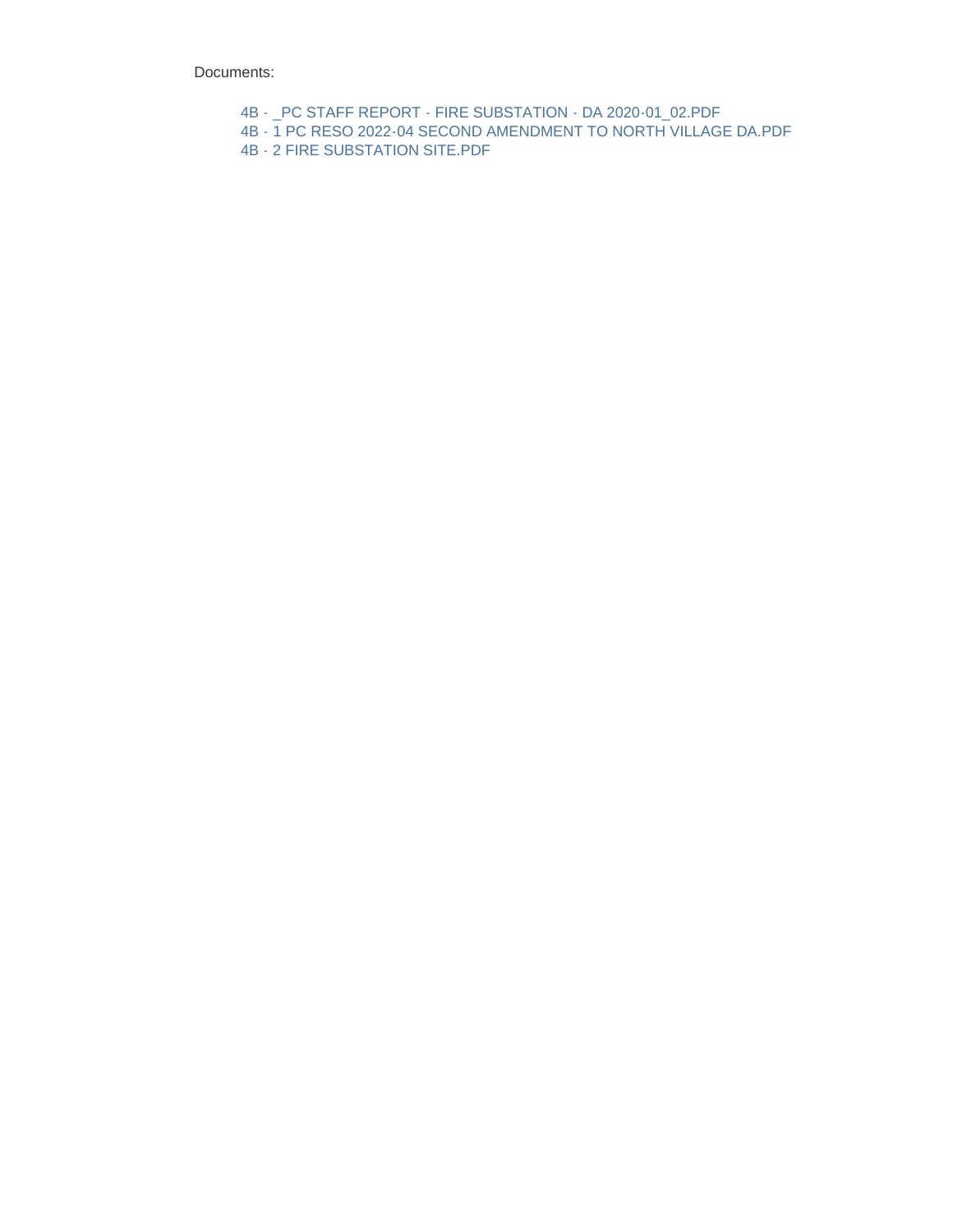Documents:

- 4B - _PC STAFF REPORT - FIRE SUBSTATION - DA 2020-01_02.PDF
- 4B - 1 PC RESO 2022-04 SECOND AMENDMENT TO NORTH VILLAGE DA.PDF
- 4B - 2 FIRE SUBSTATION SITE.PDF